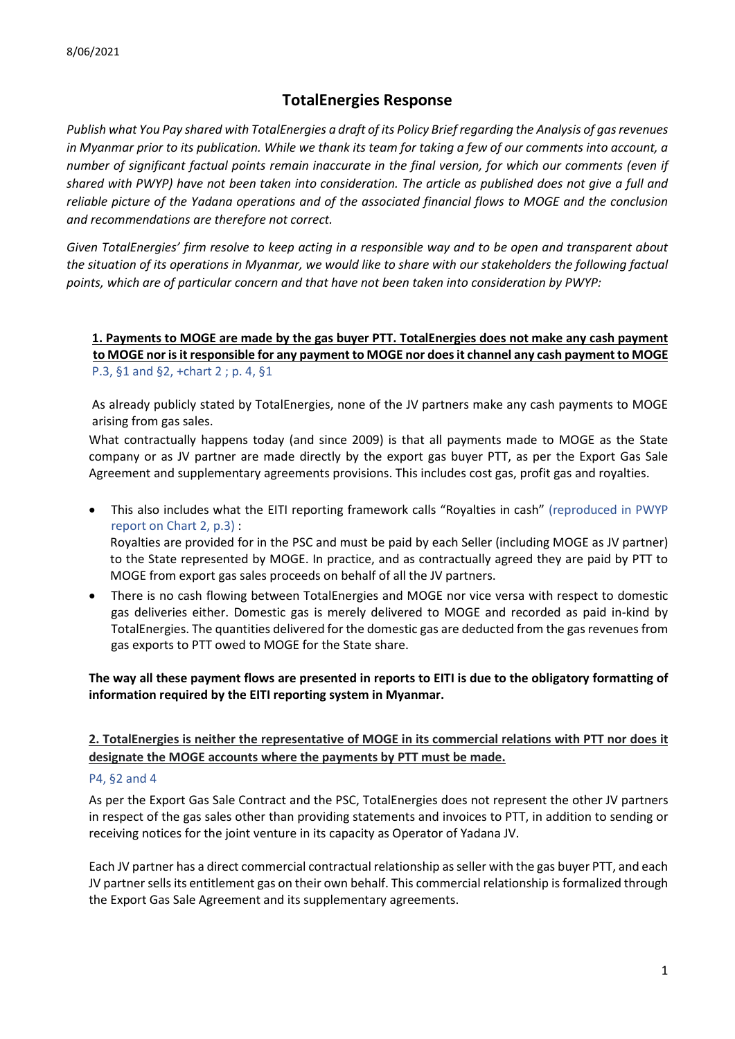8/06/2021

# TotalEnergies Response

*Publish what You Pay shared with TotalEnergies a draft of its Policy Brief regarding the Analysis of gas revenues in Myanmar prior to its publication. While we thank its team for taking a few of our comments into account, a number of significant factual points remain inaccurate in the final version, for which our comments (even if shared with PWYP) have not been taken into consideration. The article as published does not give a full and reliable picture of the Yadana operations and of the associated financial flows to MOGE and the conclusion and recommendations are therefore not correct.*

*Given TotalEnergies' firm resolve to keep acting in a responsible way and to be open and transparent about the situation of its operations in Myanmar, we would like to share with our stakeholders the following factual points, which are of particular concern and that have not been taken into consideration by PWYP:*

**1. Payments to MOGE are made by the gas buyer PTT. TotalEnergies does not make any cash payment to MOGE nor is it responsible for any payment to MOGE nor does it channel any cash payment to MOGE**

P.3, §1 and §2, +chart 2 ; p. 4, §1

As already publicly stated by TotalEnergies, none of the JV partners make any cash payments to MOGE arising from gas sales.

What contractually happens today (and since 2009) is that all payments made to MOGE as the State company or as JV partner are made directly by the export gas buyer PTT, as per the Export Gas Sale Agreement and supplementary agreements provisions. This includes cost gas, profit gas and royalties.

- This also includes what the EITI reporting framework calls "Royalties in cash" (reproduced in PWYP report on Chart 2, p.3) :
  Royalties are provided for in the PSC and must be paid by each Seller (including MOGE as JV partner) to the State represented by MOGE. In practice, and as contractually agreed they are paid by PTT to MOGE from export gas sales proceeds on behalf of all the JV partners.
- There is no cash flowing between TotalEnergies and MOGE nor vice versa with respect to domestic gas deliveries either. Domestic gas is merely delivered to MOGE and recorded as paid in-kind by TotalEnergies. The quantities delivered for the domestic gas are deducted from the gas revenues from gas exports to PTT owed to MOGE for the State share.

**The way all these payment flows are presented in reports to EITI is due to the obligatory formatting of information required by the EITI reporting system in Myanmar.**

**2. TotalEnergies is neither the representative of MOGE in its commercial relations with PTT nor does it designate the MOGE accounts where the payments by PTT must be made.**

P4, §2 and 4

As per the Export Gas Sale Contract and the PSC, TotalEnergies does not represent the other JV partners in respect of the gas sales other than providing statements and invoices to PTT, in addition to sending or receiving notices for the joint venture in its capacity as Operator of Yadana JV.

Each JV partner has a direct commercial contractual relationship as seller with the gas buyer PTT, and each JV partner sells its entitlement gas on their own behalf. This commercial relationship is formalized through the Export Gas Sale Agreement and its supplementary agreements.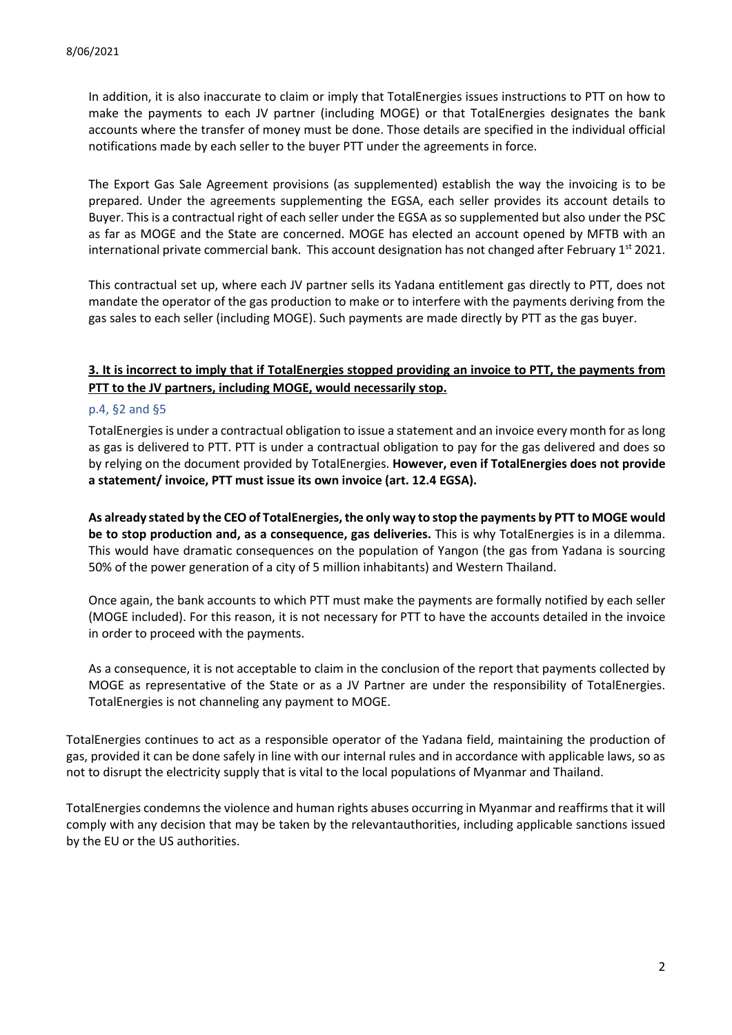8/06/2021

In addition, it is also inaccurate to claim or imply that TotalEnergies issues instructions to PTT on how to make the payments to each JV partner (including MOGE) or that TotalEnergies designates the bank accounts where the transfer of money must be done. Those details are specified in the individual official notifications made by each seller to the buyer PTT under the agreements in force.

The Export Gas Sale Agreement provisions (as supplemented) establish the way the invoicing is to be prepared. Under the agreements supplementing the EGSA, each seller provides its account details to Buyer. This is a contractual right of each seller under the EGSA as so supplemented but also under the PSC as far as MOGE and the State are concerned. MOGE has elected an account opened by MFTB with an international private commercial bank. This account designation has not changed after February 1st 2021.

This contractual set up, where each JV partner sells its Yadana entitlement gas directly to PTT, does not mandate the operator of the gas production to make or to interfere with the payments deriving from the gas sales to each seller (including MOGE). Such payments are made directly by PTT as the gas buyer.

### **3. It is incorrect to imply that if TotalEnergies stopped providing an invoice to PTT, the payments from PTT to the JV partners, including MOGE, would necessarily stop.**

p.4, §2 and §5

TotalEnergies is under a contractual obligation to issue a statement and an invoice every month for as long as gas is delivered to PTT. PTT is under a contractual obligation to pay for the gas delivered and does so by relying on the document provided by TotalEnergies. **However, even if TotalEnergies does not provide a statement/ invoice, PTT must issue its own invoice (art. 12.4 EGSA).**

**As already stated by the CEO of TotalEnergies, the only way to stop the payments by PTT to MOGE would be to stop production and, as a consequence, gas deliveries.** This is why TotalEnergies is in a dilemma. This would have dramatic consequences on the population of Yangon (the gas from Yadana is sourcing 50% of the power generation of a city of 5 million inhabitants) and Western Thailand.

Once again, the bank accounts to which PTT must make the payments are formally notified by each seller (MOGE included). For this reason, it is not necessary for PTT to have the accounts detailed in the invoice in order to proceed with the payments.

As a consequence, it is not acceptable to claim in the conclusion of the report that payments collected by MOGE as representative of the State or as a JV Partner are under the responsibility of TotalEnergies. TotalEnergies is not channeling any payment to MOGE.

TotalEnergies continues to act as a responsible operator of the Yadana field, maintaining the production of gas, provided it can be done safely in line with our internal rules and in accordance with applicable laws, so as not to disrupt the electricity supply that is vital to the local populations of Myanmar and Thailand.

TotalEnergies condemns the violence and human rights abuses occurring in Myanmar and reaffirms that it will comply with any decision that may be taken by the relevantauthorities, including applicable sanctions issued by the EU or the US authorities.